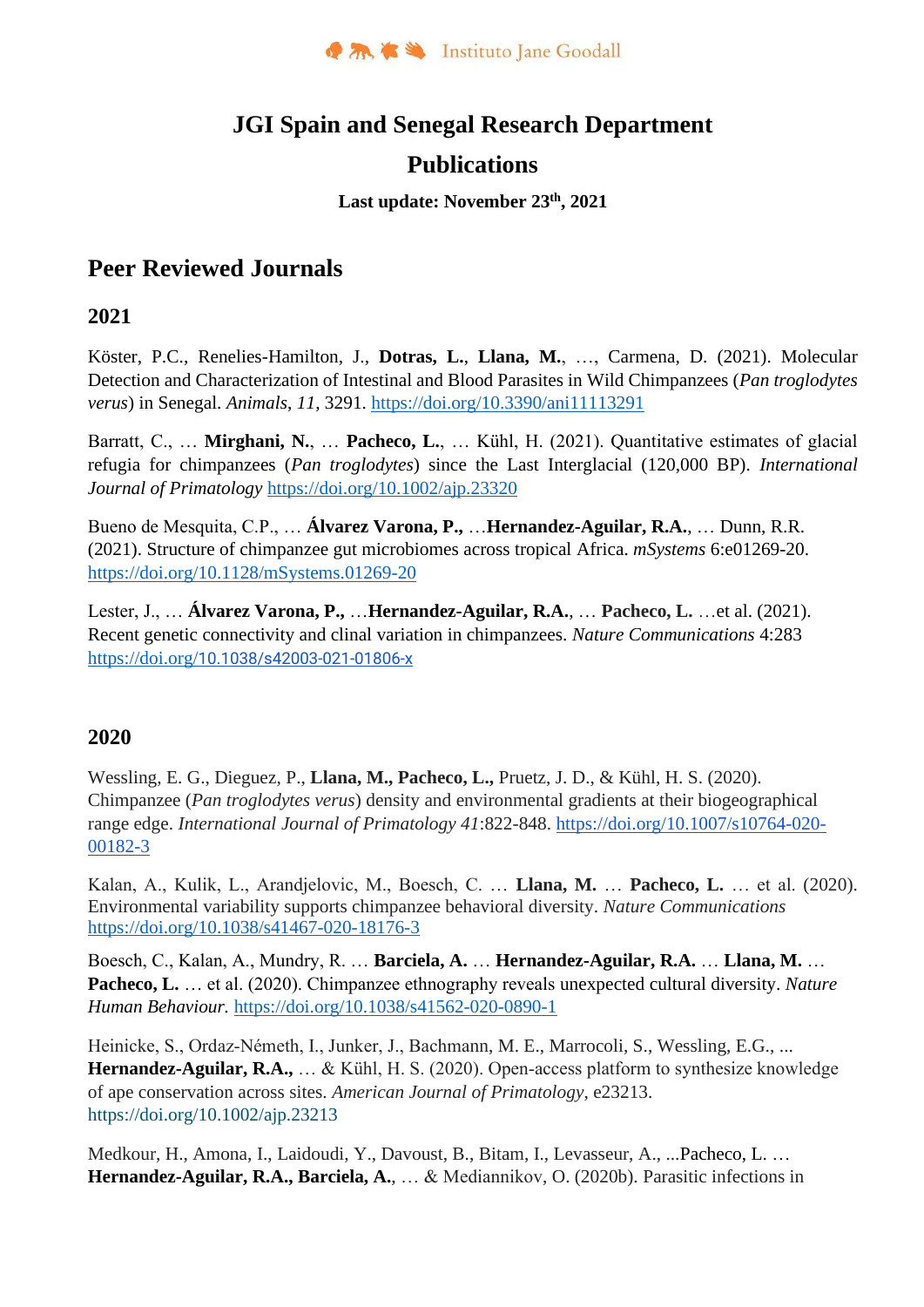Instituto Jane Goodall

# JGI Spain and Senegal Research Department

# Publications

**Last update: November 23th, 2021**

## Peer Reviewed Journals

### 2021

Köster, P.C., Renelies-Hamilton, J., **Dotras, L.**, **Llana, M.**, …, Carmena, D. (2021). Molecular Detection and Characterization of Intestinal and Blood Parasites in Wild Chimpanzees (*Pan troglodytes verus*) in Senegal. *Animals*, *11*, 3291. https://doi.org/10.3390/ani11113291

Barratt, C., … **Mirghani, N.**, … **Pacheco, L.**, … Kühl, H. (2021). Quantitative estimates of glacial refugia for chimpanzees (*Pan troglodytes*) since the Last Interglacial (120,000 BP). *International Journal of Primatology* https://doi.org/10.1002/ajp.23320

Bueno de Mesquita, C.P., … **Álvarez Varona, P.,** …**Hernandez-Aguilar, R.A.**, … Dunn, R.R. (2021). Structure of chimpanzee gut microbiomes across tropical Africa. *mSystems* 6:e01269-20. https://doi.org/10.1128/mSystems.01269-20

Lester, J., … **Álvarez Varona, P.,** …**Hernandez-Aguilar, R.A.**, … **Pacheco, L.** …et al. (2021). Recent genetic connectivity and clinal variation in chimpanzees. *Nature Communications* 4:283 https://doi.org/10.1038/s42003-021-01806-x

### 2020

Wessling, E. G., Dieguez, P., **Llana, M., Pacheco, L.,** Pruetz, J. D., & Kühl, H. S. (2020). Chimpanzee (*Pan troglodytes verus*) density and environmental gradients at their biogeographical range edge. *International Journal of Primatology 41*:822-848. https://doi.org/10.1007/s10764-020-00182-3

Kalan, A., Kulik, L., Arandjelovic, M., Boesch, C. … **Llana, M.** … **Pacheco, L.** … et al. (2020). Environmental variability supports chimpanzee behavioral diversity. *Nature Communications* https://doi.org/10.1038/s41467-020-18176-3

Boesch, C., Kalan, A., Mundry, R. … **Barciela, A.** … **Hernandez-Aguilar, R.A.** … **Llana, M.** … **Pacheco, L.** … et al. (2020). Chimpanzee ethnography reveals unexpected cultural diversity. *Nature Human Behaviour.* https://doi.org/10.1038/s41562-020-0890-1

Heinicke, S., Ordaz-Németh, I., Junker, J., Bachmann, M. E., Marrocoli, S., Wessling, E.G., ... **Hernandez-Aguilar, R.A.,** … & Kühl, H. S. (2020). Open-access platform to synthesize knowledge of ape conservation across sites. *American Journal of Primatology*, e23213. https://doi.org/10.1002/ajp.23213

Medkour, H., Amona, I., Laidoudi, Y., Davoust, B., Bitam, I., Levasseur, A., ...Pacheco, L. … **Hernandez-Aguilar, R.A., Barciela, A.**, … & Mediannikov, O. (2020b). Parasitic infections in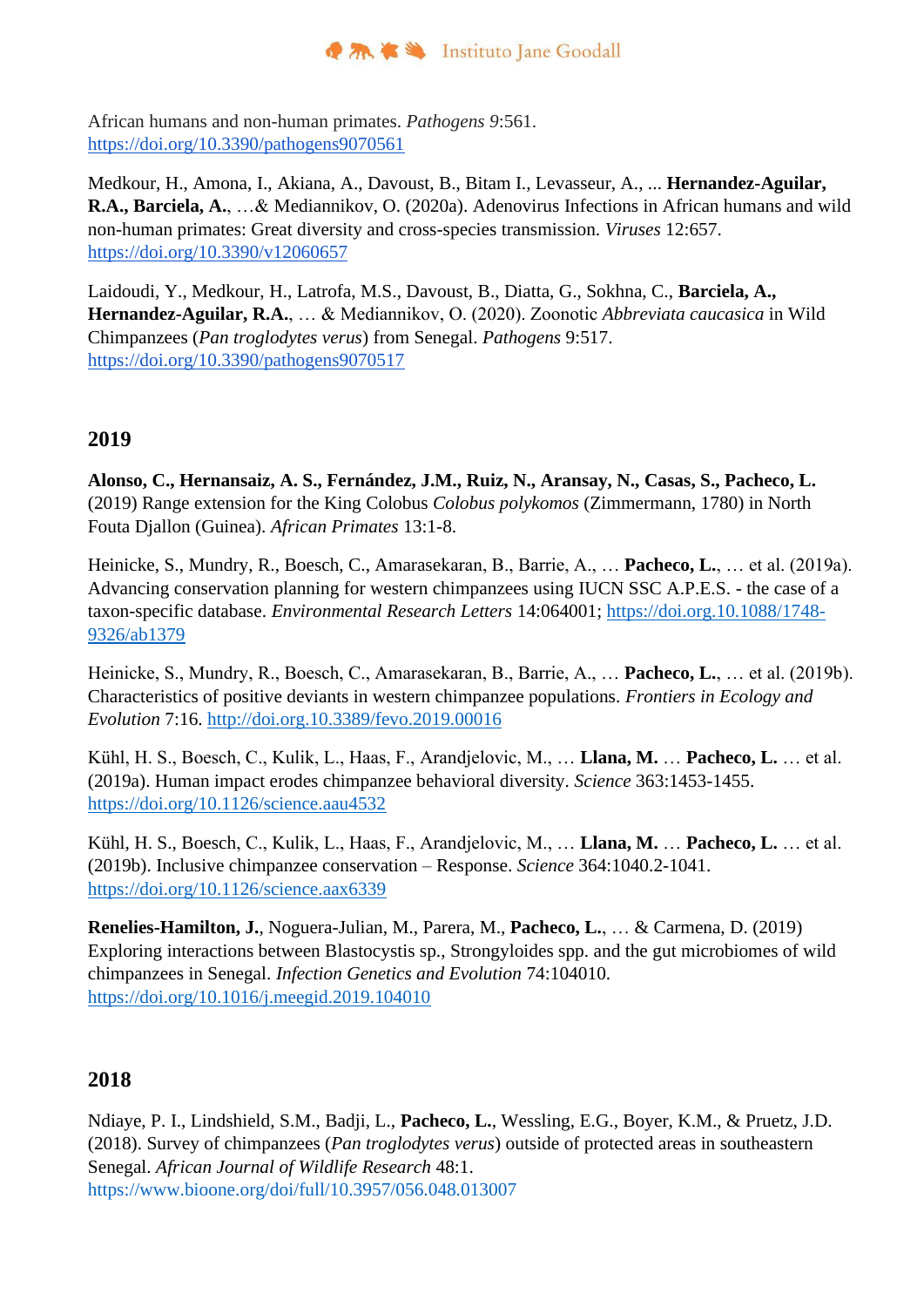African humans and non-human primates. *Pathogens 9*:561. https://doi.org/10.3390/pathogens9070561

Medkour, H., Amona, I., Akiana, A., Davoust, B., Bitam I., Levasseur, A., ... **Hernandez-Aguilar, R.A., Barciela, A.**, …& Mediannikov, O. (2020a). Adenovirus Infections in African humans and wild non-human primates: Great diversity and cross-species transmission. *Viruses* 12:657. https://doi.org/10.3390/v12060657

Laidoudi, Y., Medkour, H., Latrofa, M.S., Davoust, B., Diatta, G., Sokhna, C., **Barciela, A., Hernandez-Aguilar, R.A.**, … & Mediannikov, O. (2020). Zoonotic *Abbreviata caucasica* in Wild Chimpanzees (*Pan troglodytes verus*) from Senegal. *Pathogens* 9:517. https://doi.org/10.3390/pathogens9070517

## 2019

**Alonso, C., Hernansaiz, A. S., Fernández, J.M., Ruiz, N., Aransay, N., Casas, S., Pacheco, L.** (2019) Range extension for the King Colobus *Colobus polykomos* (Zimmermann, 1780) in North Fouta Djallon (Guinea). *African Primates* 13:1-8.

Heinicke, S., Mundry, R., Boesch, C., Amarasekaran, B., Barrie, A., … **Pacheco, L.**, … et al. (2019a). Advancing conservation planning for western chimpanzees using IUCN SSC A.P.E.S. - the case of a taxon-specific database. *Environmental Research Letters* 14:064001; https://doi.org.10.1088/1748-9326/ab1379

Heinicke, S., Mundry, R., Boesch, C., Amarasekaran, B., Barrie, A., … **Pacheco, L.**, … et al. (2019b). Characteristics of positive deviants in western chimpanzee populations. *Frontiers in Ecology and Evolution* 7:16. http://doi.org.10.3389/fevo.2019.00016

Kühl, H. S., Boesch, C., Kulik, L., Haas, F., Arandjelovic, M., … **Llana, M.** … **Pacheco, L.** … et al. (2019a). Human impact erodes chimpanzee behavioral diversity. *Science* 363:1453-1455. https://doi.org/10.1126/science.aau4532

Kühl, H. S., Boesch, C., Kulik, L., Haas, F., Arandjelovic, M., … **Llana, M.** … **Pacheco, L.** … et al. (2019b). Inclusive chimpanzee conservation – Response. *Science* 364:1040.2-1041. https://doi.org/10.1126/science.aax6339

**Renelies-Hamilton, J.**, Noguera-Julian, M., Parera, M., **Pacheco, L.**, … & Carmena, D. (2019) Exploring interactions between Blastocystis sp., Strongyloides spp. and the gut microbiomes of wild chimpanzees in Senegal. *Infection Genetics and Evolution* 74:104010. https://doi.org/10.1016/j.meegid.2019.104010

## 2018

Ndiaye, P. I., Lindshield, S.M., Badji, L., **Pacheco, L.**, Wessling, E.G., Boyer, K.M., & Pruetz, J.D. (2018). Survey of chimpanzees (*Pan troglodytes verus*) outside of protected areas in southeastern Senegal. *African Journal of Wildlife Research* 48:1. https://www.bioone.org/doi/full/10.3957/056.048.013007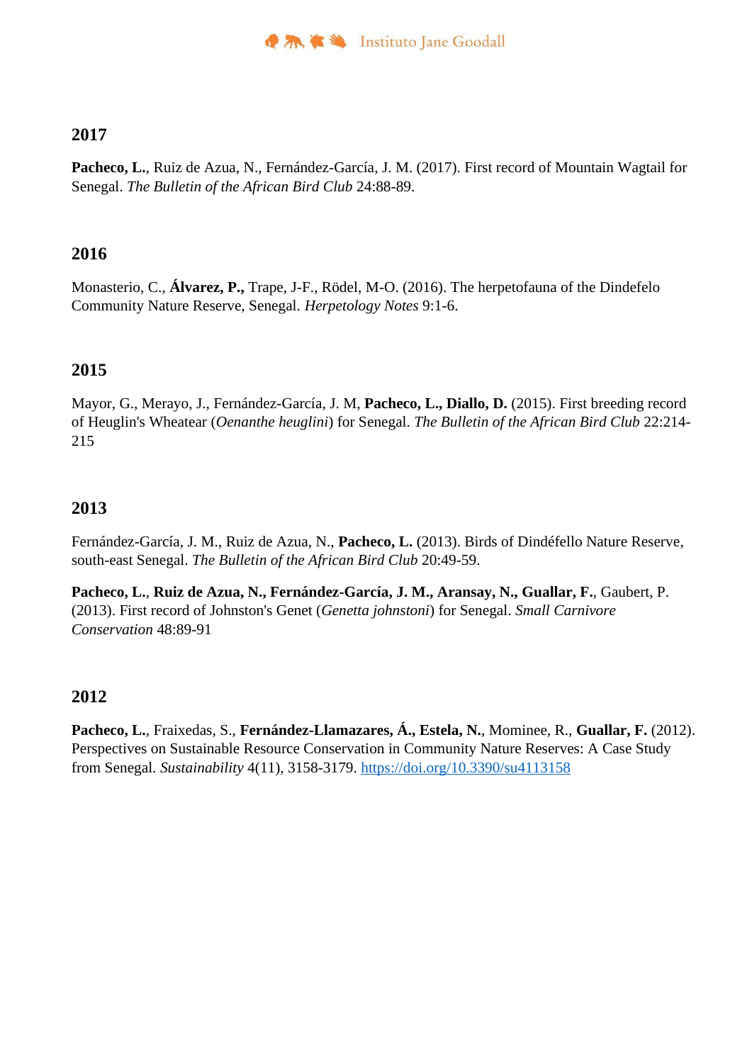## 2017

**Pacheco, L.**, Ruiz de Azua, N., Fernández-García, J. M. (2017). First record of Mountain Wagtail for Senegal. *The Bulletin of the African Bird Club* 24:88-89.

## 2016

Monasterio, C., **Álvarez, P.,** Trape, J-F., Rödel, M-O. (2016). The herpetofauna of the Dindefelo Community Nature Reserve, Senegal. *Herpetology Notes* 9:1-6.

## 2015

Mayor, G., Merayo, J., Fernández-García, J. M, **Pacheco, L., Diallo, D.** (2015). First breeding record of Heuglin's Wheatear (*Oenanthe heuglini*) for Senegal. *The Bulletin of the African Bird Club* 22:214-215

## 2013

Fernández-García, J. M., Ruiz de Azua, N., **Pacheco, L.** (2013). Birds of Dindéfello Nature Reserve, south-east Senegal. *The Bulletin of the African Bird Club* 20:49-59.

**Pacheco, L.**, **Ruiz de Azua, N., Fernández-García, J. M., Aransay, N., Guallar, F.**, Gaubert, P. (2013). First record of Johnston's Genet (*Genetta johnstoni*) for Senegal. *Small Carnivore Conservation* 48:89-91

## 2012

**Pacheco, L.**, Fraixedas, S., **Fernández-Llamazares, Á., Estela, N.**, Mominee, R., **Guallar, F.** (2012). Perspectives on Sustainable Resource Conservation in Community Nature Reserves: A Case Study from Senegal. *Sustainability* 4(11), 3158-3179. https://doi.org/10.3390/su4113158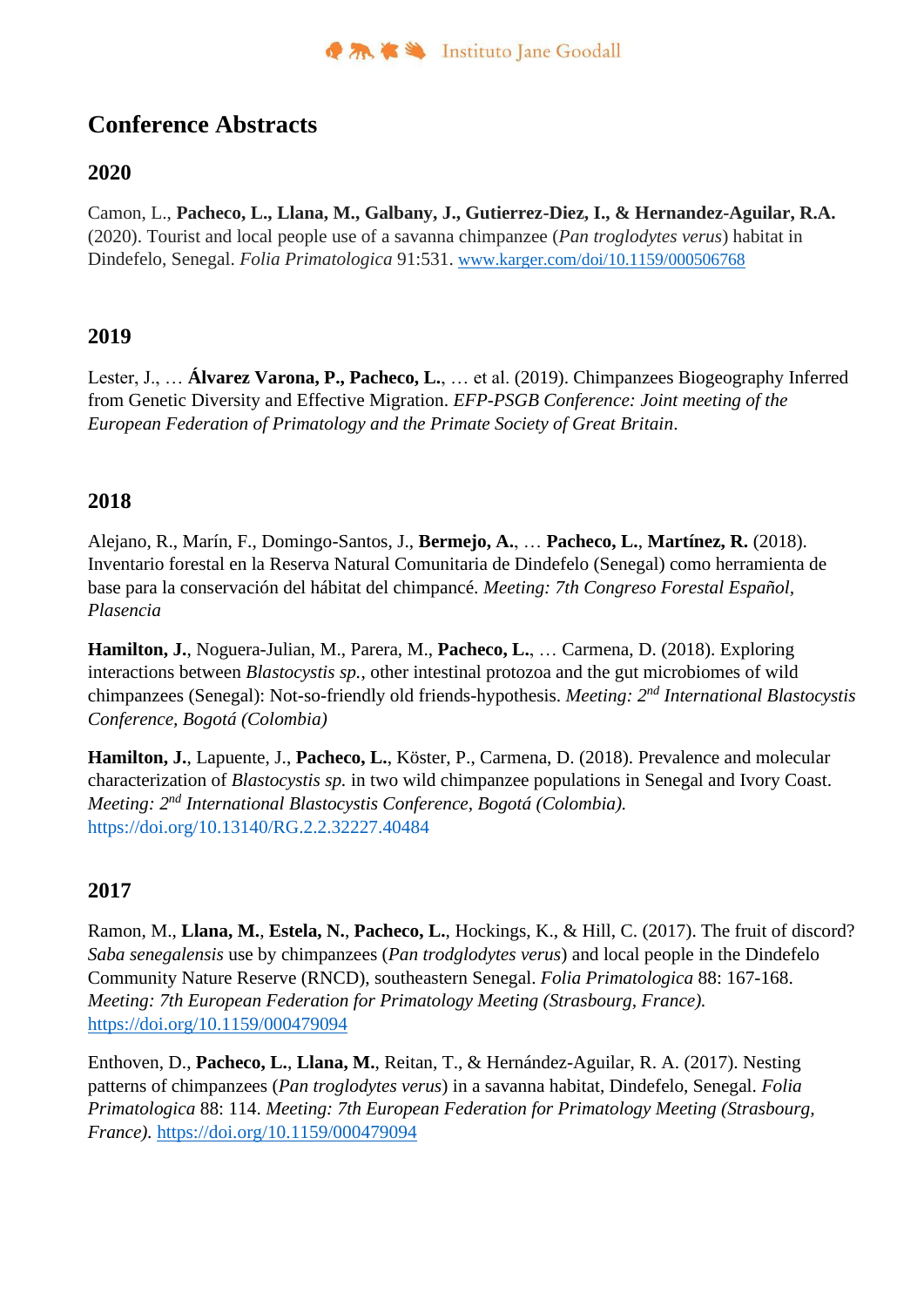# Conference Abstracts

## 2020

Camon, L., **Pacheco, L., Llana, M., Galbany, J., Gutierrez-Diez, I., & Hernandez-Aguilar, R.A.** (2020). Tourist and local people use of a savanna chimpanzee (*Pan troglodytes verus*) habitat in Dindefelo, Senegal. *Folia Primatologica* 91:531. www.karger.com/doi/10.1159/000506768

## 2019

Lester, J., … **Álvarez Varona, P., Pacheco, L.**, … et al. (2019). Chimpanzees Biogeography Inferred from Genetic Diversity and Effective Migration. *EFP-PSGB Conference: Joint meeting of the European Federation of Primatology and the Primate Society of Great Britain*.

## 2018

Alejano, R., Marín, F., Domingo-Santos, J., **Bermejo, A.**, … **Pacheco, L.**, **Martínez, R.** (2018). Inventario forestal en la Reserva Natural Comunitaria de Dindefelo (Senegal) como herramienta de base para la conservación del hábitat del chimpancé. *Meeting: 7th Congreso Forestal Español, Plasencia*

**Hamilton, J.**, Noguera-Julian, M., Parera, M., **Pacheco, L.**, … Carmena, D. (2018). Exploring interactions between *Blastocystis sp.*, other intestinal protozoa and the gut microbiomes of wild chimpanzees (Senegal): Not-so-friendly old friends-hypothesis. *Meeting: 2nd International Blastocystis Conference, Bogotá (Colombia)*

**Hamilton, J.**, Lapuente, J., **Pacheco, L.**, Köster, P., Carmena, D. (2018). Prevalence and molecular characterization of *Blastocystis sp.* in two wild chimpanzee populations in Senegal and Ivory Coast. *Meeting: 2nd International Blastocystis Conference, Bogotá (Colombia).* https://doi.org/10.13140/RG.2.2.32227.40484

## 2017

Ramon, M., **Llana, M.**, **Estela, N.**, **Pacheco, L.**, Hockings, K., & Hill, C. (2017). The fruit of discord? *Saba senegalensis* use by chimpanzees (*Pan trodglodytes verus*) and local people in the Dindefelo Community Nature Reserve (RNCD), southeastern Senegal. *Folia Primatologica* 88: 167-168. *Meeting: 7th European Federation for Primatology Meeting (Strasbourg, France).* https://doi.org/10.1159/000479094

Enthoven, D., **Pacheco, L.**, **Llana, M.**, Reitan, T., & Hernández-Aguilar, R. A. (2017). Nesting patterns of chimpanzees (*Pan troglodytes verus*) in a savanna habitat, Dindefelo, Senegal. *Folia Primatologica* 88: 114. *Meeting: 7th European Federation for Primatology Meeting (Strasbourg, France).* https://doi.org/10.1159/000479094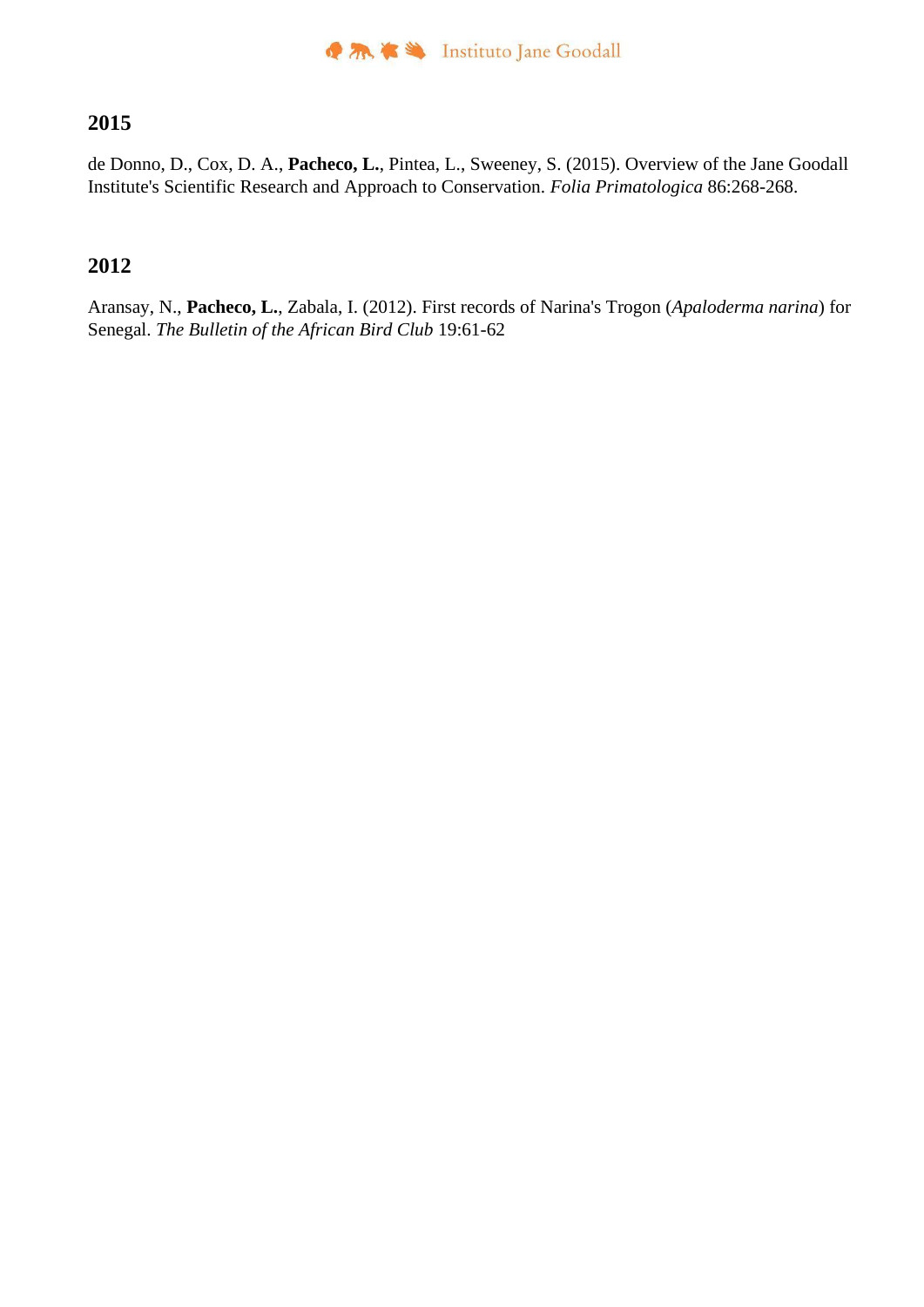## 2015

de Donno, D., Cox, D. A., **Pacheco, L.**, Pintea, L., Sweeney, S. (2015). Overview of the Jane Goodall Institute's Scientific Research and Approach to Conservation. *Folia Primatologica* 86:268-268.

## 2012

Aransay, N., **Pacheco, L.**, Zabala, I. (2012). First records of Narina's Trogon (*Apaloderma narina*) for Senegal. *The Bulletin of the African Bird Club* 19:61-62